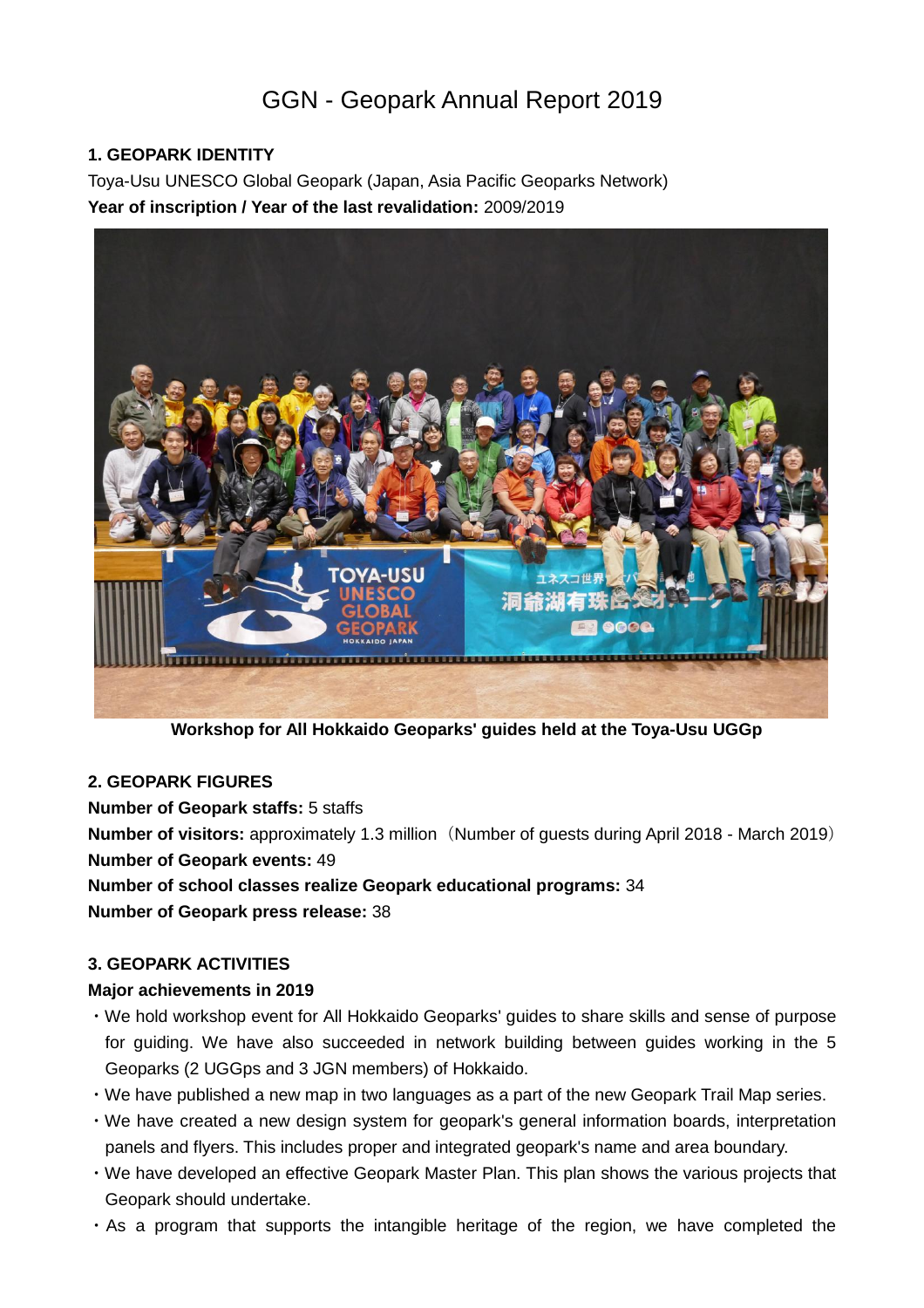# GGN - Geopark Annual Report 2019

**1. GEOPARK IDENTITY**

Toya-Usu UNESCO Global Geopark (Japan, Asia Pacific Geoparks Network)

**Year of inscription / Year of the last revalidation:** 2009/2019

**Workshop for All Hokkaido Geoparks' guides held at the Toya-Usu UGGp**

**2. GEOPARK FIGURES**

**Number of Geopark staffs:** 5 staffs

**Number of visitors:** approximately 1.3 million（Number of guests during April 2018 - March 2019）

**Number of Geopark events:** 49

**Number of school classes realize Geopark educational programs:** 34

**Number of Geopark press release:** 38

**3. GEOPARK ACTIVITIES**

**Major achievements in 2019**

- We hold workshop event for All Hokkaido Geoparks' guides to share skills and sense of purpose for guiding. We have also succeeded in network building between guides working in the 5 Geoparks (2 UGGps and 3 JGN members) of Hokkaido.
- We have published a new map in two languages as a part of the new Geopark Trail Map series.
- We have created a new design system for geopark's general information boards, interpretation panels and flyers. This includes proper and integrated geopark's name and area boundary.
- We have developed an effective Geopark Master Plan. This plan shows the various projects that Geopark should undertake.
- As a program that supports the intangible heritage of the region, we have completed the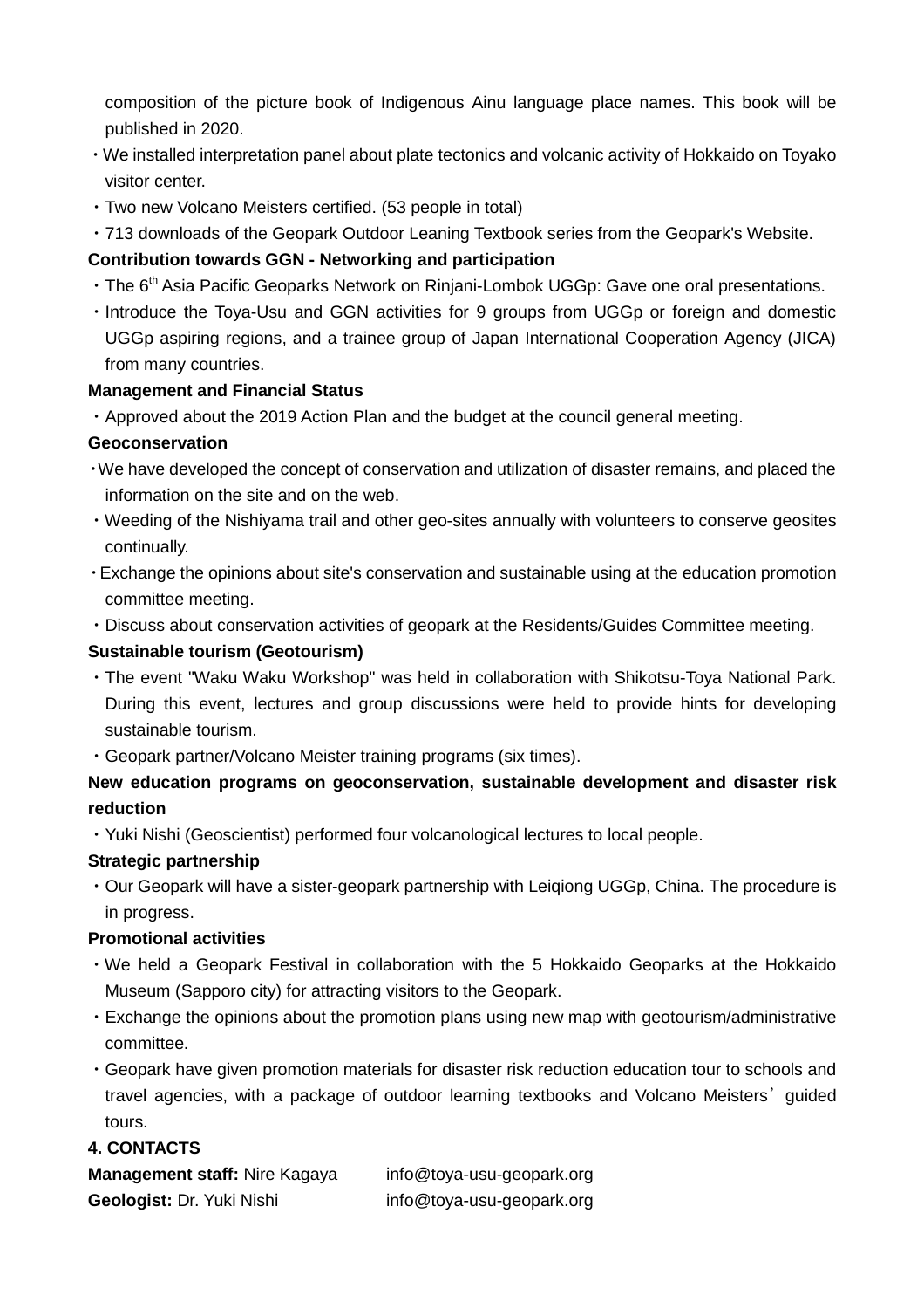composition of the picture book of Indigenous Ainu language place names. This book will be published in 2020.

- We installed interpretation panel about plate tectonics and volcanic activity of Hokkaido on Toyako visitor center.
- Two new Volcano Meisters certified. (53 people in total)
- 713 downloads of the Geopark Outdoor Leaning Textbook series from the Geopark's Website.

**Contribution towards GGN - Networking and participation**

- The 6th Asia Pacific Geoparks Network on Rinjani-Lombok UGGp: Gave one oral presentations.
- Introduce the Toya-Usu and GGN activities for 9 groups from UGGp or foreign and domestic UGGp aspiring regions, and a trainee group of Japan International Cooperation Agency (JICA) from many countries.

**Management and Financial Status**

- Approved about the 2019 Action Plan and the budget at the council general meeting.

**Geoconservation**

- We have developed the concept of conservation and utilization of disaster remains, and placed the information on the site and on the web.
- Weeding of the Nishiyama trail and other geo-sites annually with volunteers to conserve geosites continually.
- Exchange the opinions about site's conservation and sustainable using at the education promotion committee meeting.
- Discuss about conservation activities of geopark at the Residents/Guides Committee meeting.

**Sustainable tourism (Geotourism)**

- The event "Waku Waku Workshop" was held in collaboration with Shikotsu-Toya National Park. During this event, lectures and group discussions were held to provide hints for developing sustainable tourism.
- Geopark partner/Volcano Meister training programs (six times).

**New education programs on geoconservation, sustainable development and disaster risk reduction**

- Yuki Nishi (Geoscientist) performed four volcanological lectures to local people.

**Strategic partnership**

- Our Geopark will have a sister-geopark partnership with Leiqiong UGGp, China. The procedure is in progress.

**Promotional activities**

- We held a Geopark Festival in collaboration with the 5 Hokkaido Geoparks at the Hokkaido Museum (Sapporo city) for attracting visitors to the Geopark.
- Exchange the opinions about the promotion plans using new map with geotourism/administrative committee.
- Geopark have given promotion materials for disaster risk reduction education tour to schools and travel agencies, with a package of outdoor learning textbooks and Volcano Meisters' guided tours.

## 4. CONTACTS

**Management staff:** Nire Kagaya info@toya-usu-geopark.org

**Geologist:** Dr. Yuki Nishi info@toya-usu-geopark.org